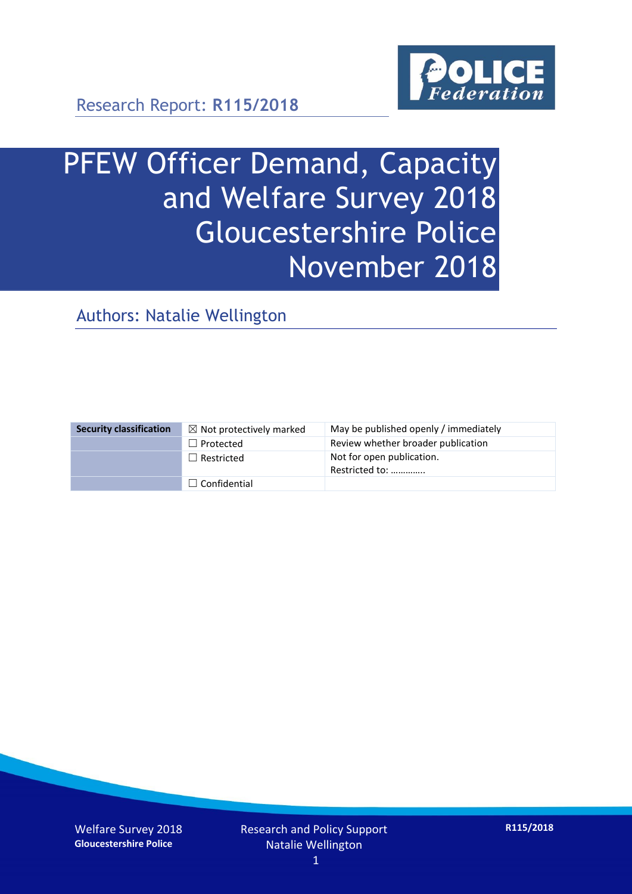Research Report: **R115/2018**

# PFEW Officer Demand, Capacity and Welfare Survey 2018 Gloucestershire Police November 2018

## Authors: Natalie Wellington

| **Security classification** | ☒ Not protectively marked | May be published openly / immediately |
|---|---|---|
| | ☐ Protected | Review whether broader publication |
| | ☐ Restricted | Not for open publication. Restricted to: ………….. |
| | ☐ Confidential | |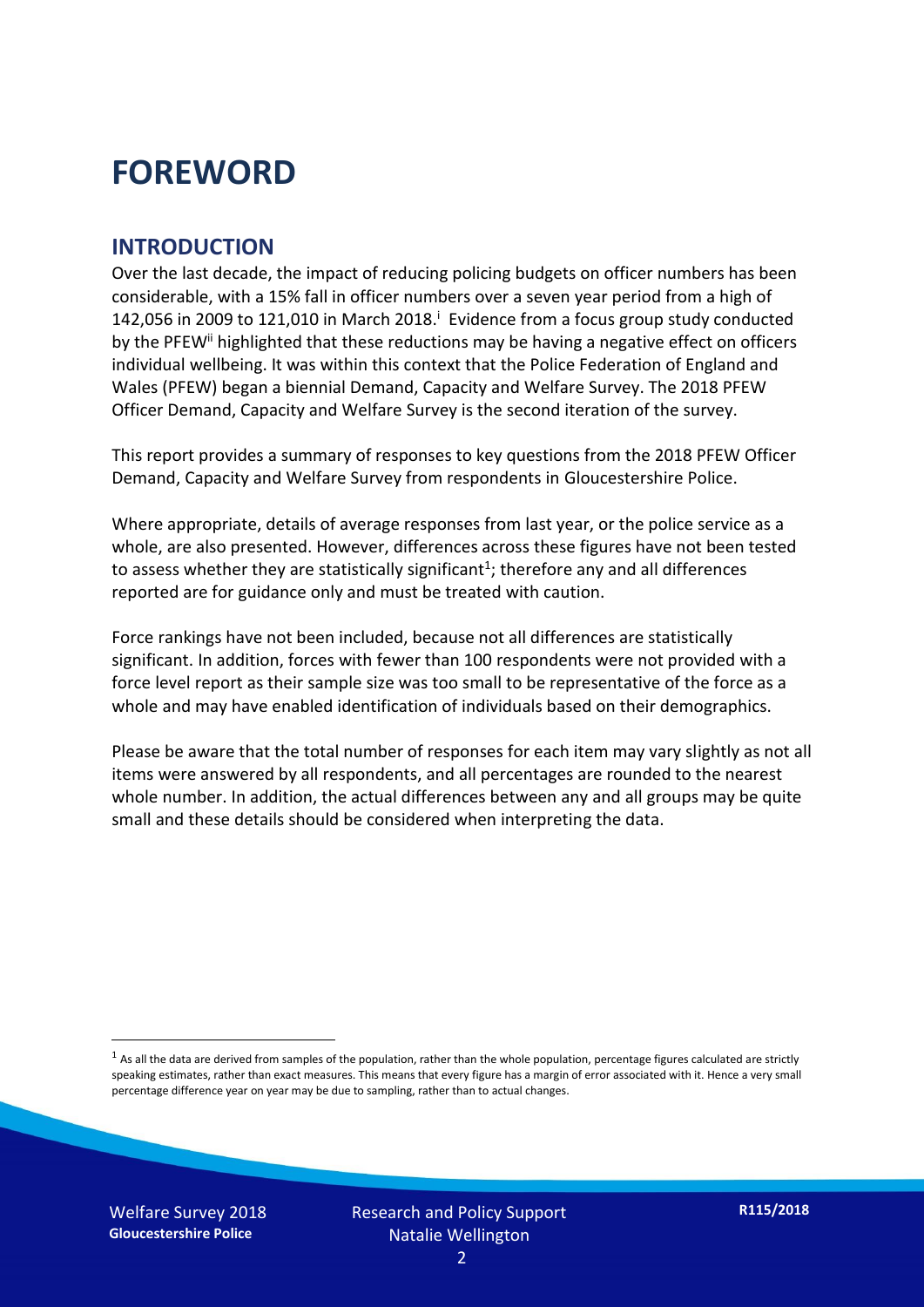# FOREWORD

## INTRODUCTION

Over the last decade, the impact of reducing policing budgets on officer numbers has been considerable, with a 15% fall in officer numbers over a seven year period from a high of 142,056 in 2009 to 121,010 in March 2018.[i] Evidence from a focus group study conducted by the PFEW[ii] highlighted that these reductions may be having a negative effect on officers individual wellbeing. It was within this context that the Police Federation of England and Wales (PFEW) began a biennial Demand, Capacity and Welfare Survey. The 2018 PFEW Officer Demand, Capacity and Welfare Survey is the second iteration of the survey.

This report provides a summary of responses to key questions from the 2018 PFEW Officer Demand, Capacity and Welfare Survey from respondents in Gloucestershire Police.

Where appropriate, details of average responses from last year, or the police service as a whole, are also presented. However, differences across these figures have not been tested to assess whether they are statistically significant[1]; therefore any and all differences reported are for guidance only and must be treated with caution.

Force rankings have not been included, because not all differences are statistically significant. In addition, forces with fewer than 100 respondents were not provided with a force level report as their sample size was too small to be representative of the force as a whole and may have enabled identification of individuals based on their demographics.

Please be aware that the total number of responses for each item may vary slightly as not all items were answered by all respondents, and all percentages are rounded to the nearest whole number. In addition, the actual differences between any and all groups may be quite small and these details should be considered when interpreting the data.

[1] As all the data are derived from samples of the population, rather than the whole population, percentage figures calculated are strictly speaking estimates, rather than exact measures. This means that every figure has a margin of error associated with it. Hence a very small percentage difference year on year may be due to sampling, rather than to actual changes.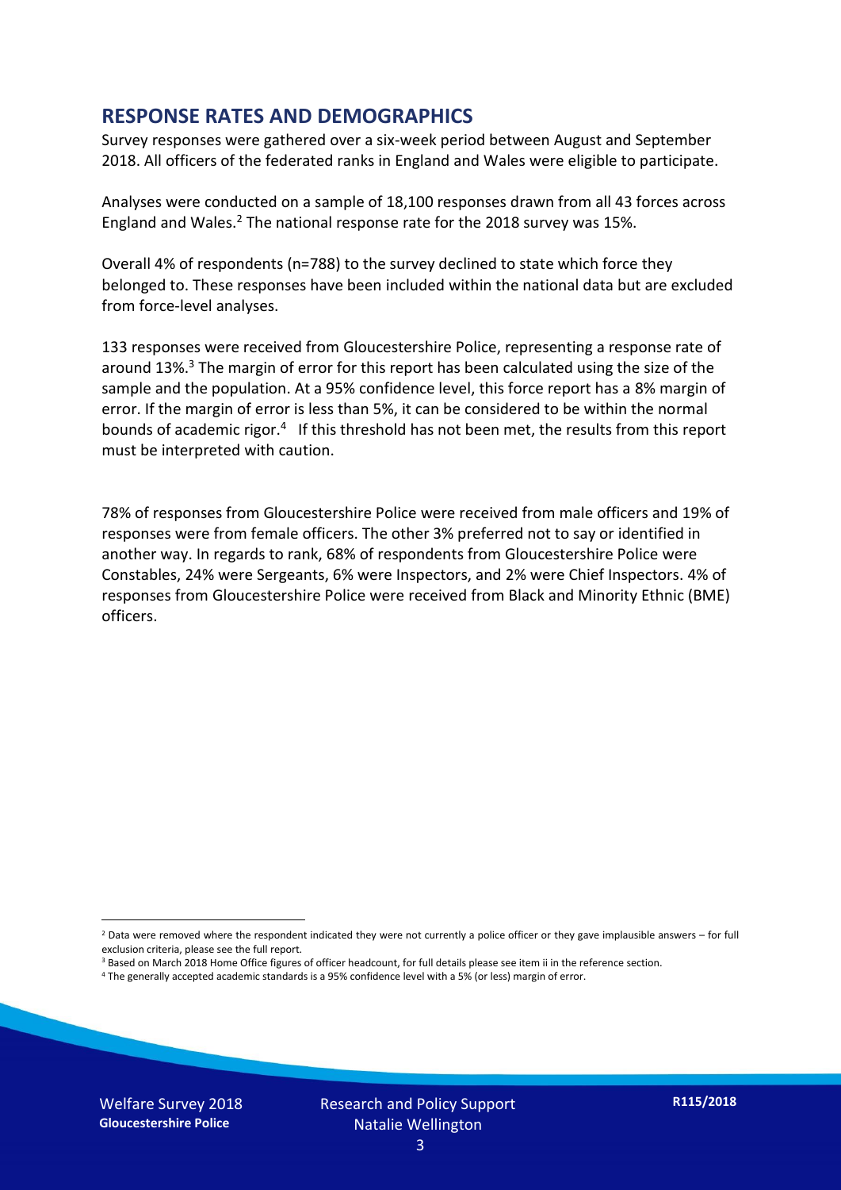## RESPONSE RATES AND DEMOGRAPHICS

Survey responses were gathered over a six-week period between August and September 2018. All officers of the federated ranks in England and Wales were eligible to participate.

Analyses were conducted on a sample of 18,100 responses drawn from all 43 forces across England and Wales.[2] The national response rate for the 2018 survey was 15%.

Overall 4% of respondents (n=788) to the survey declined to state which force they belonged to. These responses have been included within the national data but are excluded from force-level analyses.

133 responses were received from Gloucestershire Police, representing a response rate of around 13%.[3] The margin of error for this report has been calculated using the size of the sample and the population. At a 95% confidence level, this force report has a 8% margin of error. If the margin of error is less than 5%, it can be considered to be within the normal bounds of academic rigor.[4] If this threshold has not been met, the results from this report must be interpreted with caution.

78% of responses from Gloucestershire Police were received from male officers and 19% of responses were from female officers. The other 3% preferred not to say or identified in another way. In regards to rank, 68% of respondents from Gloucestershire Police were Constables, 24% were Sergeants, 6% were Inspectors, and 2% were Chief Inspectors. 4% of responses from Gloucestershire Police were received from Black and Minority Ethnic (BME) officers.

[2] Data were removed where the respondent indicated they were not currently a police officer or they gave implausible answers – for full exclusion criteria, please see the full report.

[3] Based on March 2018 Home Office figures of officer headcount, for full details please see item ii in the reference section.

[4] The generally accepted academic standards is a 95% confidence level with a 5% (or less) margin of error.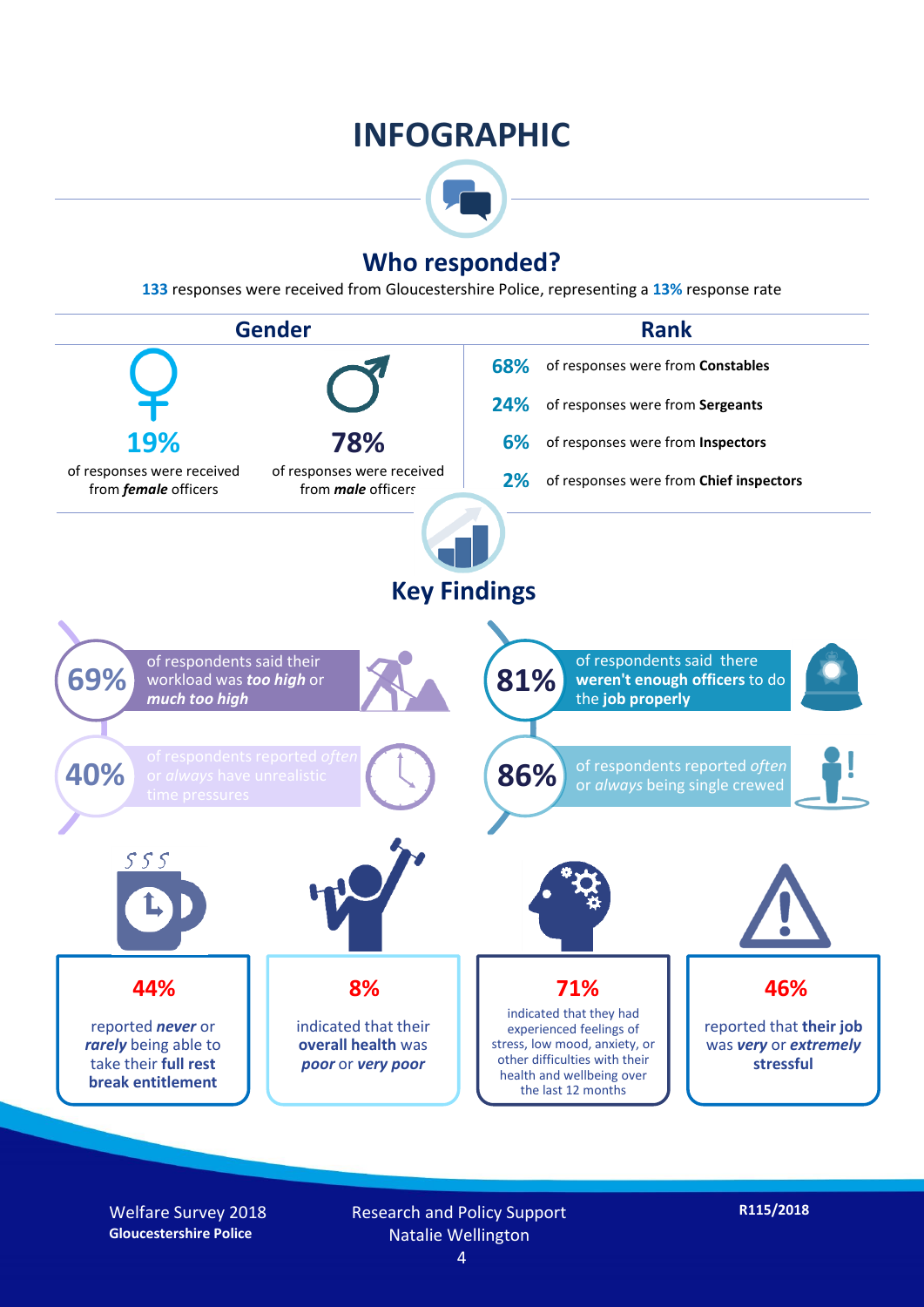# INFOGRAPHIC

## Who responded?

**133** responses were received from Gloucestershire Police, representing a **13%** response rate

### Gender

**19%** of responses were received from ***female*** officers

**78%** of responses were received from ***male*** officers

### Rank

- **68%** of responses were from **Constables**
- **24%** of responses were from **Sergeants**
- **6%** of responses were from **Inspectors**
- **2%** of responses were from **Chief inspectors**

## Key Findings

**69%** of respondents said their workload was ***too high*** or ***much too high***

**81%** of respondents said there **weren't enough officers** to do the **job properly**

**40%** of respondents reported *often* or *always* have unrealistic time pressures

**86%** of respondents reported *often* or *always* being single crewed

**44%** reported ***never*** or ***rarely*** being able to take their **full rest break entitlement**

**8%** indicated that their **overall health** was ***poor*** or ***very poor***

**71%** indicated that they had experienced feelings of stress, low mood, anxiety, or other difficulties with their health and wellbeing over the last 12 months

**46%** reported that **their job** was ***very*** or ***extremely*** **stressful**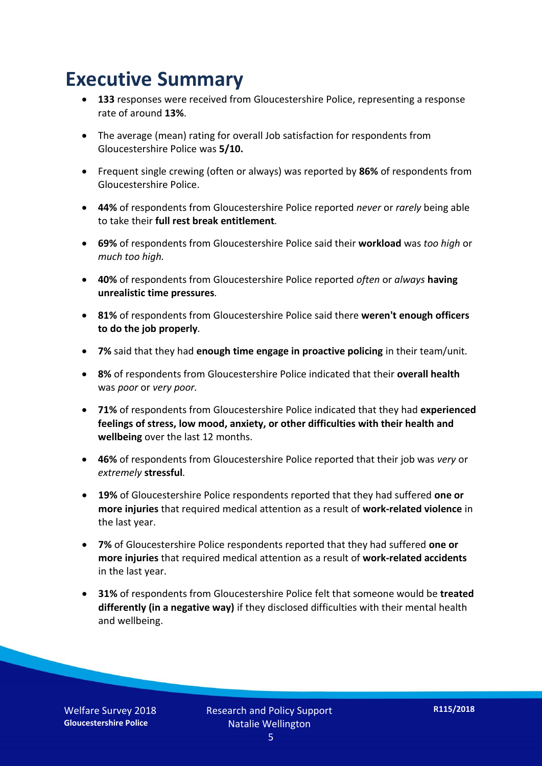# Executive Summary

- **133** responses were received from Gloucestershire Police, representing a response rate of around **13%**.
- The average (mean) rating for overall Job satisfaction for respondents from Gloucestershire Police was **5/10.**
- Frequent single crewing (often or always) was reported by **86%** of respondents from Gloucestershire Police.
- **44%** of respondents from Gloucestershire Police reported *never* or *rarely* being able to take their **full rest break entitlement***.*
- **69%** of respondents from Gloucestershire Police said their **workload** was *too high* or *much too high.*
- **40%** of respondents from Gloucestershire Police reported *often* or *always* **having unrealistic time pressures***.*
- **81%** of respondents from Gloucestershire Police said there **weren't enough officers to do the job properly***.*
- **7%** said that they had **enough time engage in proactive policing** in their team/unit*.*
- **8%** of respondents from Gloucestershire Police indicated that their **overall health** was *poor* or *very poor.*
- **71%** of respondents from Gloucestershire Police indicated that they had **experienced feelings of stress, low mood, anxiety, or other difficulties with their health and wellbeing** over the last 12 months.
- **46%** of respondents from Gloucestershire Police reported that their job was *very* or *extremely* **stressful***.*
- **19%** of Gloucestershire Police respondents reported that they had suffered **one or more injuries** that required medical attention as a result of **work-related violence** in the last year.
- **7%** of Gloucestershire Police respondents reported that they had suffered **one or more injuries** that required medical attention as a result of **work-related accidents** in the last year.
- **31%** of respondents from Gloucestershire Police felt that someone would be **treated differently (in a negative way)** if they disclosed difficulties with their mental health and wellbeing.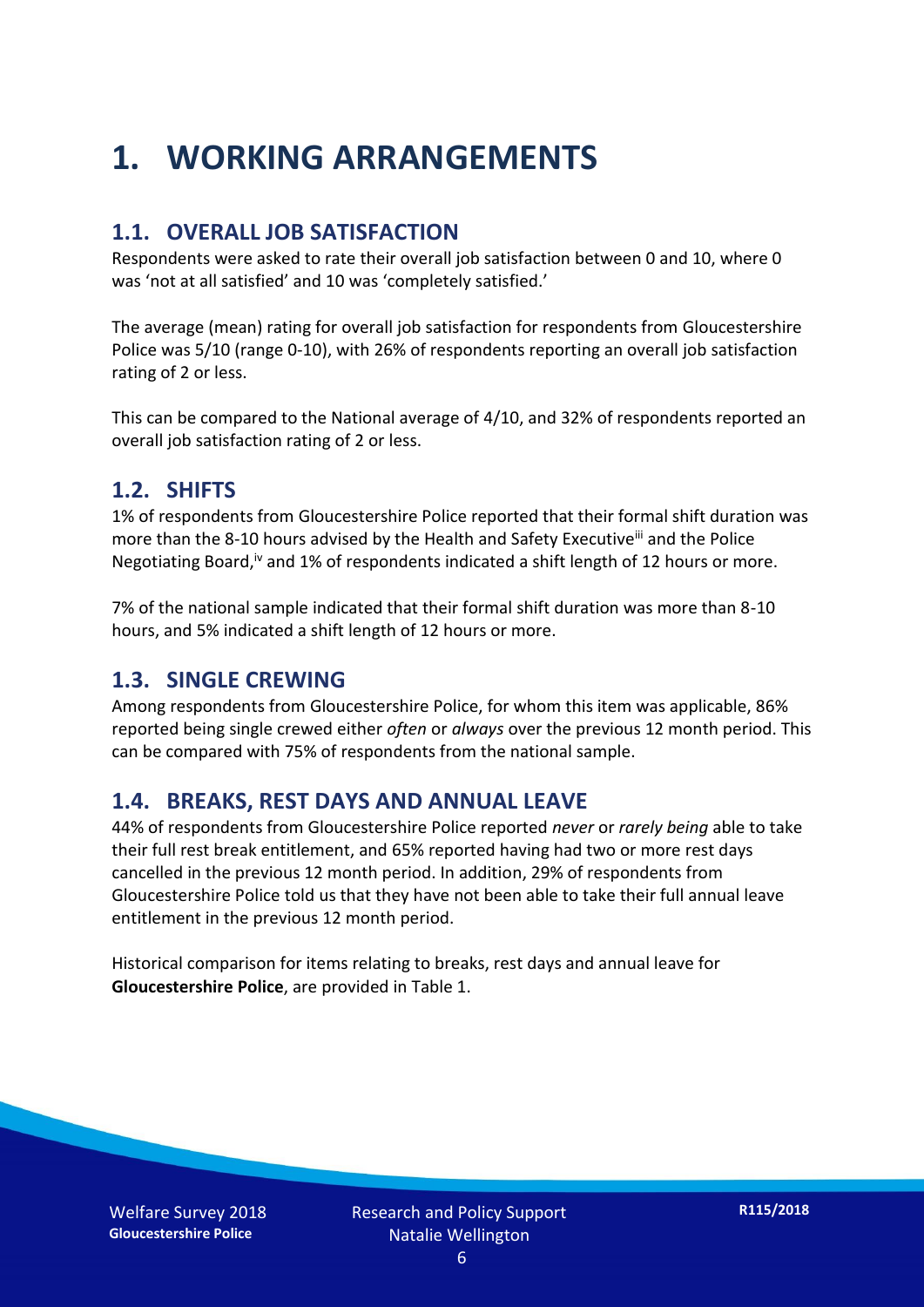# 1. WORKING ARRANGEMENTS

## 1.1. OVERALL JOB SATISFACTION

Respondents were asked to rate their overall job satisfaction between 0 and 10, where 0 was 'not at all satisfied' and 10 was 'completely satisfied.'

The average (mean) rating for overall job satisfaction for respondents from Gloucestershire Police was 5/10 (range 0-10), with 26% of respondents reporting an overall job satisfaction rating of 2 or less.

This can be compared to the National average of 4/10, and 32% of respondents reported an overall job satisfaction rating of 2 or less.

## 1.2. SHIFTS

1% of respondents from Gloucestershire Police reported that their formal shift duration was more than the 8-10 hours advised by the Health and Safety Executive[iii] and the Police Negotiating Board,[iv] and 1% of respondents indicated a shift length of 12 hours or more.

7% of the national sample indicated that their formal shift duration was more than 8-10 hours, and 5% indicated a shift length of 12 hours or more.

## 1.3. SINGLE CREWING

Among respondents from Gloucestershire Police, for whom this item was applicable, 86% reported being single crewed either *often* or *always* over the previous 12 month period. This can be compared with 75% of respondents from the national sample.

## 1.4. BREAKS, REST DAYS AND ANNUAL LEAVE

44% of respondents from Gloucestershire Police reported *never* or *rarely being* able to take their full rest break entitlement, and 65% reported having had two or more rest days cancelled in the previous 12 month period. In addition, 29% of respondents from Gloucestershire Police told us that they have not been able to take their full annual leave entitlement in the previous 12 month period.

Historical comparison for items relating to breaks, rest days and annual leave for **Gloucestershire Police**, are provided in Table 1.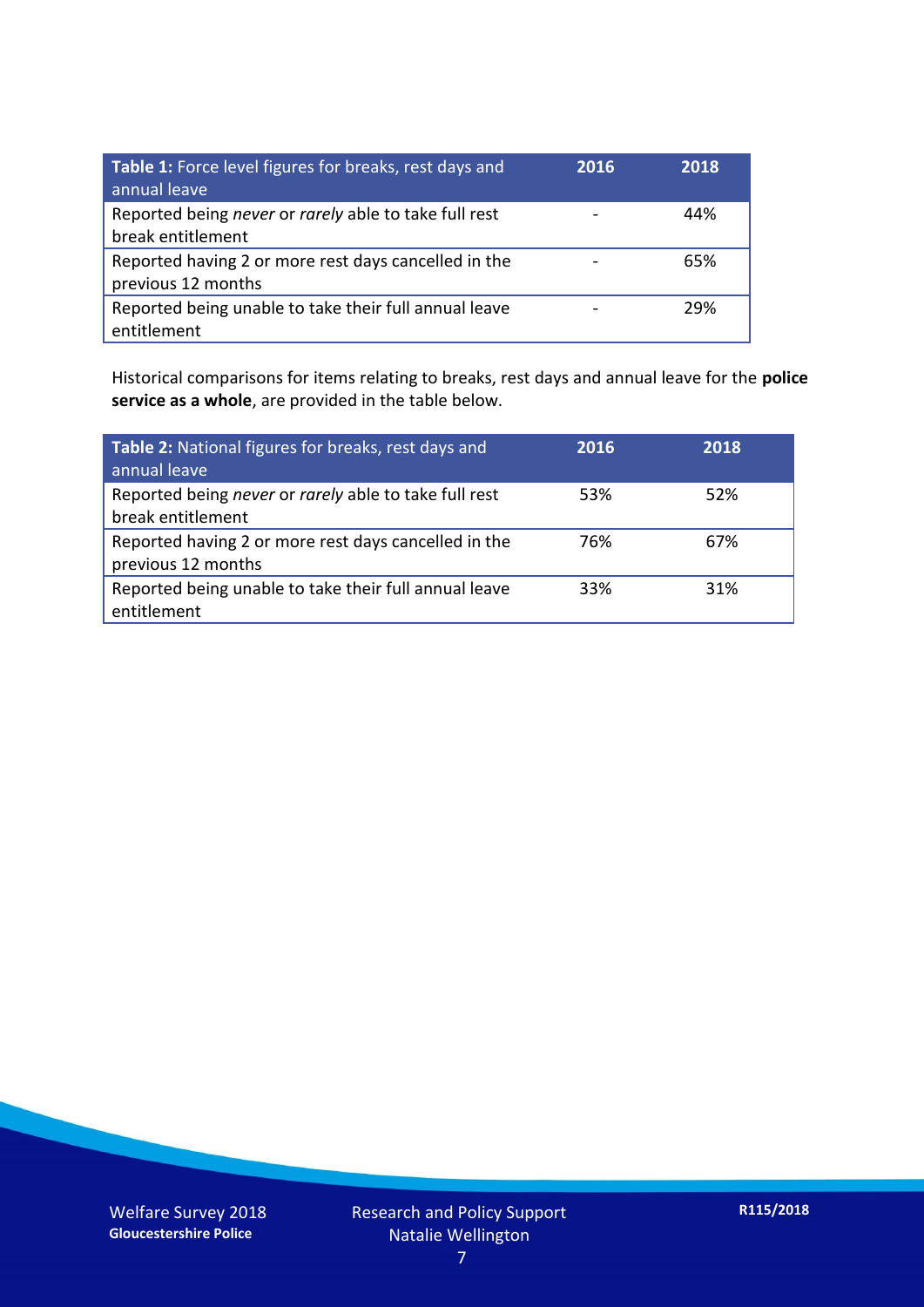| **Table 1:** Force level figures for breaks, rest days and annual leave | 2016 | 2018 |
|---|---|---|
| Reported being *never* or *rarely* able to take full rest break entitlement | - | 44% |
| Reported having 2 or more rest days cancelled in the previous 12 months | - | 65% |
| Reported being unable to take their full annual leave entitlement | - | 29% |

Historical comparisons for items relating to breaks, rest days and annual leave for the **police service as a whole**, are provided in the table below.

| **Table 2:** National figures for breaks, rest days and annual leave | 2016 | 2018 |
|---|---|---|
| Reported being *never* or *rarely* able to take full rest break entitlement | 53% | 52% |
| Reported having 2 or more rest days cancelled in the previous 12 months | 76% | 67% |
| Reported being unable to take their full annual leave entitlement | 33% | 31% |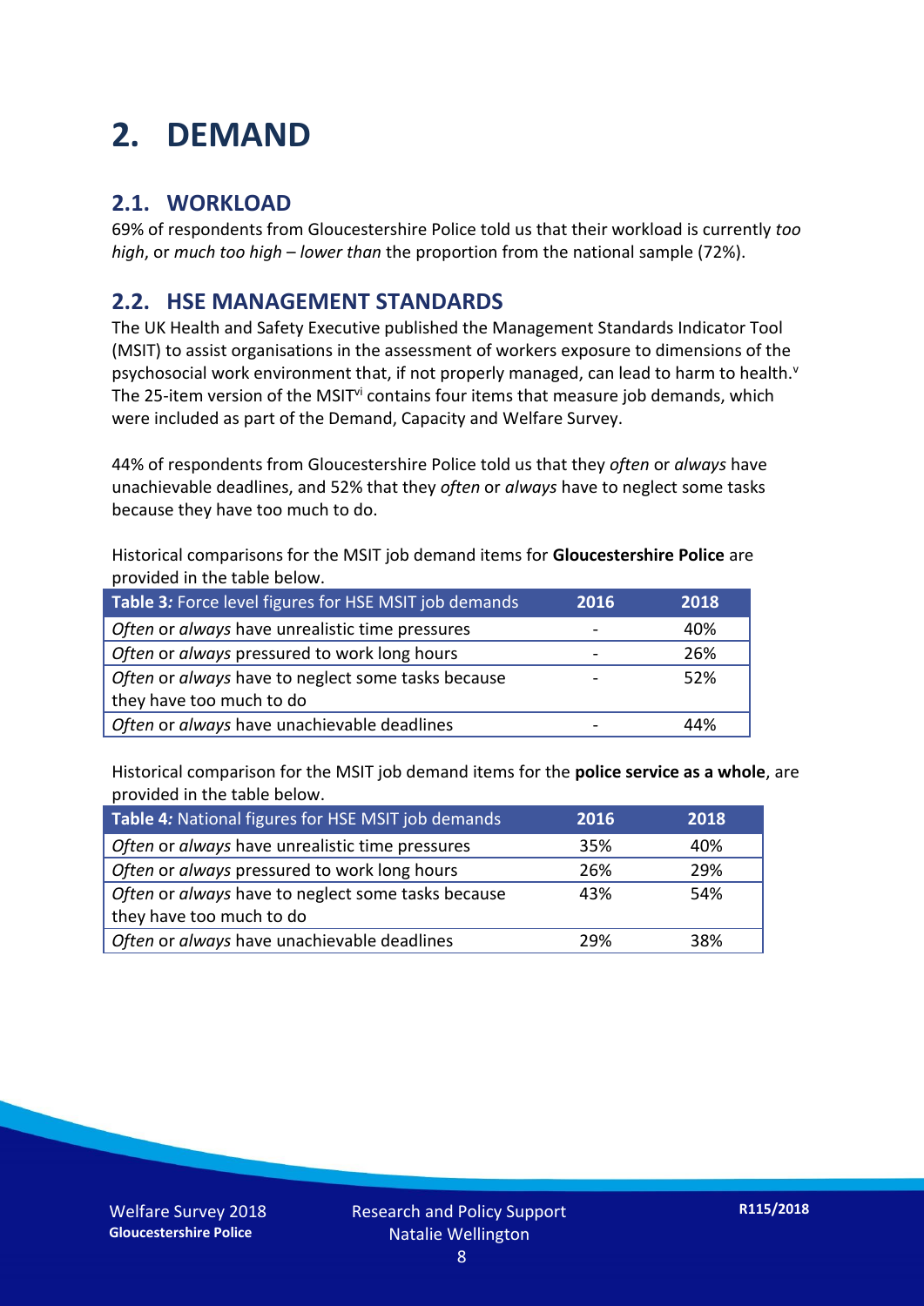# 2. DEMAND

## 2.1. WORKLOAD

69% of respondents from Gloucestershire Police told us that their workload is currently *too high*, or *much too high* – *lower than* the proportion from the national sample (72%).

## 2.2. HSE MANAGEMENT STANDARDS

The UK Health and Safety Executive published the Management Standards Indicator Tool (MSIT) to assist organisations in the assessment of workers exposure to dimensions of the psychosocial work environment that, if not properly managed, can lead to harm to health.[v] The 25-item version of the MSIT[vi] contains four items that measure job demands, which were included as part of the Demand, Capacity and Welfare Survey.

44% of respondents from Gloucestershire Police told us that they *often* or *always* have unachievable deadlines, and 52% that they *often* or *always* have to neglect some tasks because they have too much to do.

Historical comparisons for the MSIT job demand items for **Gloucestershire Police** are provided in the table below.

| **Table 3:** Force level figures for HSE MSIT job demands | 2016 | 2018 |
|---|---|---|
| *Often* or *always* have unrealistic time pressures | - | 40% |
| *Often* or *always* pressured to work long hours | - | 26% |
| *Often* or *always* have to neglect some tasks because they have too much to do | - | 52% |
| *Often* or *always* have unachievable deadlines | - | 44% |

Historical comparison for the MSIT job demand items for the **police service as a whole**, are provided in the table below.

| **Table 4:** National figures for HSE MSIT job demands | 2016 | 2018 |
|---|---|---|
| *Often* or *always* have unrealistic time pressures | 35% | 40% |
| *Often* or *always* pressured to work long hours | 26% | 29% |
| *Often* or *always* have to neglect some tasks because they have too much to do | 43% | 54% |
| *Often* or *always* have unachievable deadlines | 29% | 38% |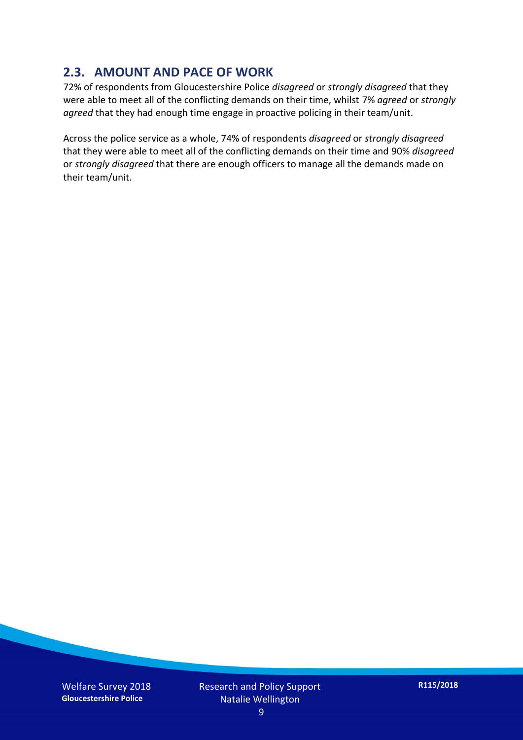## 2.3. AMOUNT AND PACE OF WORK

72% of respondents from Gloucestershire Police *disagreed* or *strongly disagreed* that they were able to meet all of the conflicting demands on their time, whilst 7% *agreed* or *strongly agreed* that they had enough time engage in proactive policing in their team/unit.

Across the police service as a whole, 74% of respondents *disagreed* or *strongly disagreed* that they were able to meet all of the conflicting demands on their time and 90% *disagreed* or *strongly disagreed* that there are enough officers to manage all the demands made on their team/unit.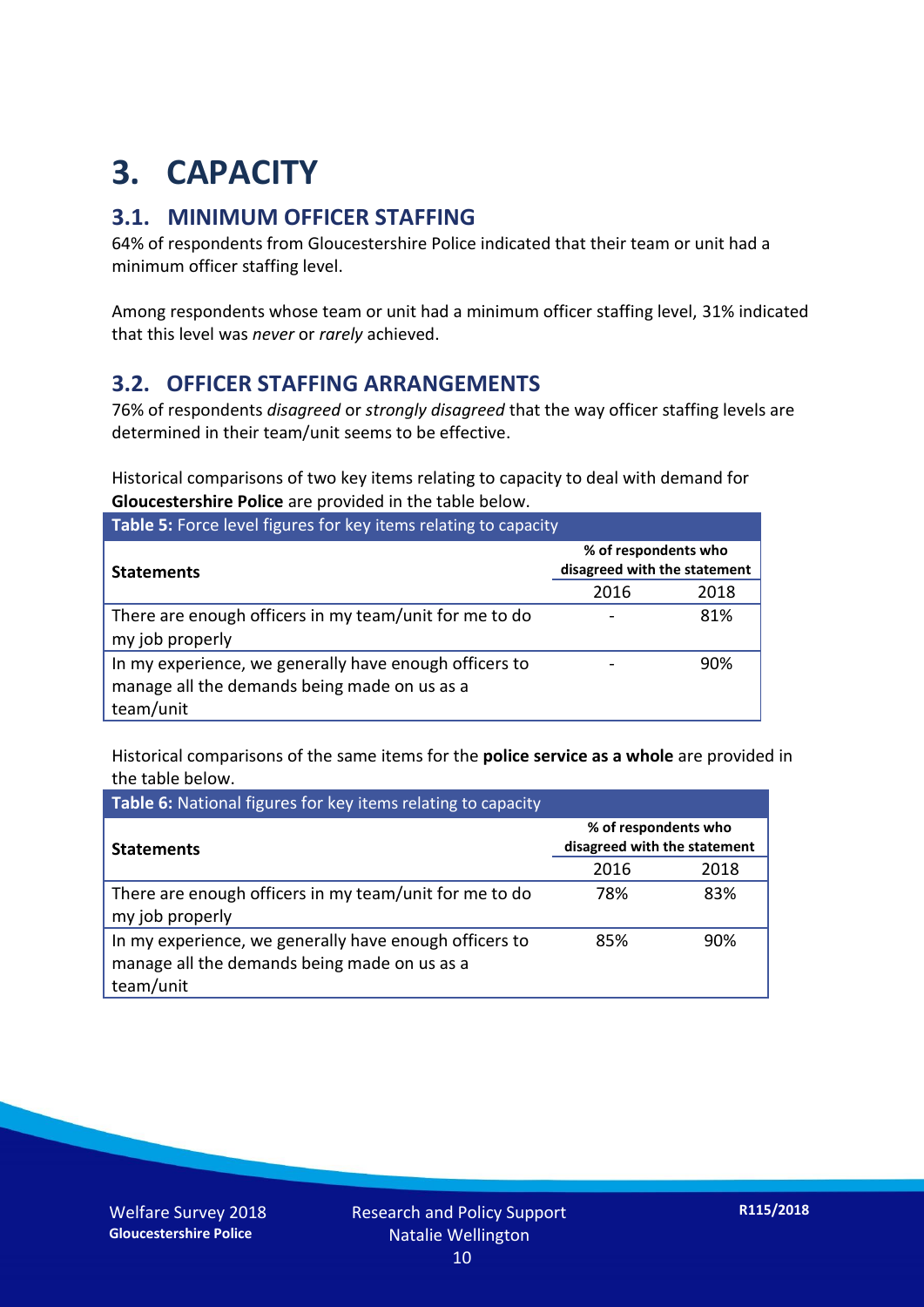# 3. CAPACITY

## 3.1. MINIMUM OFFICER STAFFING

64% of respondents from Gloucestershire Police indicated that their team or unit had a minimum officer staffing level.

Among respondents whose team or unit had a minimum officer staffing level, 31% indicated that this level was *never* or *rarely* achieved.

## 3.2. OFFICER STAFFING ARRANGEMENTS

76% of respondents *disagreed* or *strongly disagreed* that the way officer staffing levels are determined in their team/unit seems to be effective.

Historical comparisons of two key items relating to capacity to deal with demand for **Gloucestershire Police** are provided in the table below.

**Table 5:** Force level figures for key items relating to capacity

| Statements | % of respondents who disagreed with the statement | |
|---|---|---|
| | 2016 | 2018 |
| There are enough officers in my team/unit for me to do my job properly | - | 81% |
| In my experience, we generally have enough officers to manage all the demands being made on us as a team/unit | - | 90% |

Historical comparisons of the same items for the **police service as a whole** are provided in the table below.

**Table 6:** National figures for key items relating to capacity

| Statements | % of respondents who disagreed with the statement | |
|---|---|---|
| | 2016 | 2018 |
| There are enough officers in my team/unit for me to do my job properly | 78% | 83% |
| In my experience, we generally have enough officers to manage all the demands being made on us as a team/unit | 85% | 90% |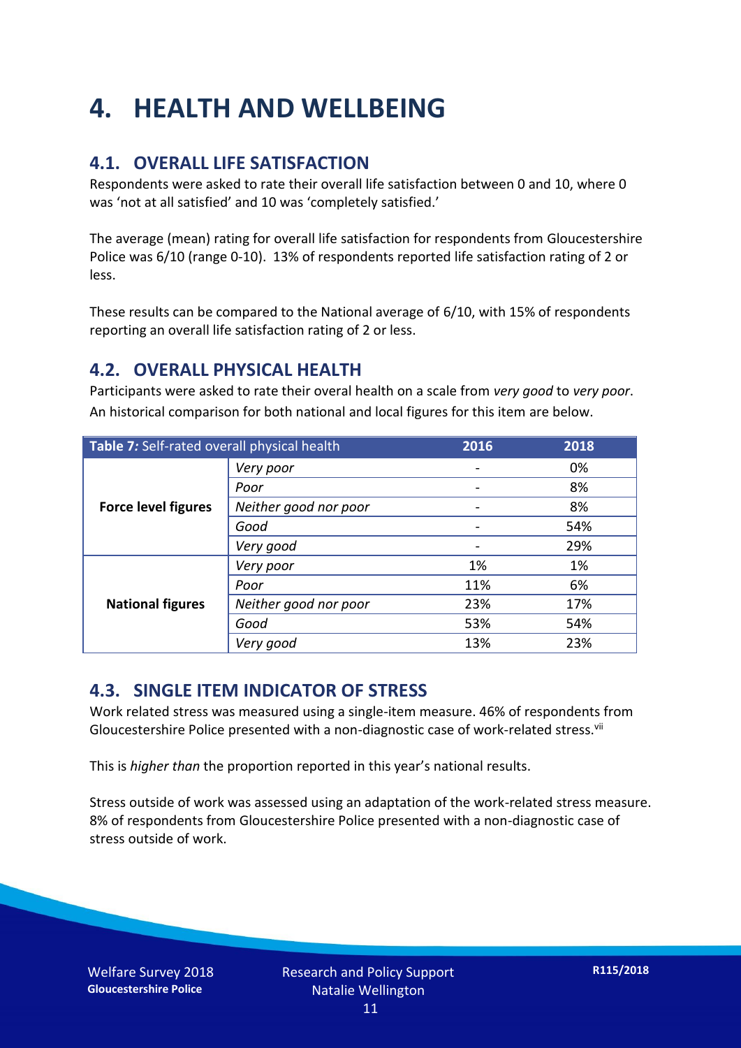# 4. HEALTH AND WELLBEING

## 4.1. OVERALL LIFE SATISFACTION

Respondents were asked to rate their overall life satisfaction between 0 and 10, where 0 was 'not at all satisfied' and 10 was 'completely satisfied.'

The average (mean) rating for overall life satisfaction for respondents from Gloucestershire Police was 6/10 (range 0-10). 13% of respondents reported life satisfaction rating of 2 or less.

These results can be compared to the National average of 6/10, with 15% of respondents reporting an overall life satisfaction rating of 2 or less.

## 4.2. OVERALL PHYSICAL HEALTH

Participants were asked to rate their overal health on a scale from *very good* to *very poor*. An historical comparison for both national and local figures for this item are below.

| **Table 7:** Self-rated overall physical health | | 2016 | 2018 |
|---|---|---|---|
| **Force level figures** | *Very poor* | - | 0% |
| | *Poor* | - | 8% |
| | *Neither good nor poor* | - | 8% |
| | *Good* | - | 54% |
| | *Very good* | - | 29% |
| **National figures** | *Very poor* | 1% | 1% |
| | *Poor* | 11% | 6% |
| | *Neither good nor poor* | 23% | 17% |
| | *Good* | 53% | 54% |
| | *Very good* | 13% | 23% |

## 4.3. SINGLE ITEM INDICATOR OF STRESS

Work related stress was measured using a single-item measure. 46% of respondents from Gloucestershire Police presented with a non-diagnostic case of work-related stress.[vii]

This is *higher than* the proportion reported in this year's national results.

Stress outside of work was assessed using an adaptation of the work-related stress measure. 8% of respondents from Gloucestershire Police presented with a non-diagnostic case of stress outside of work.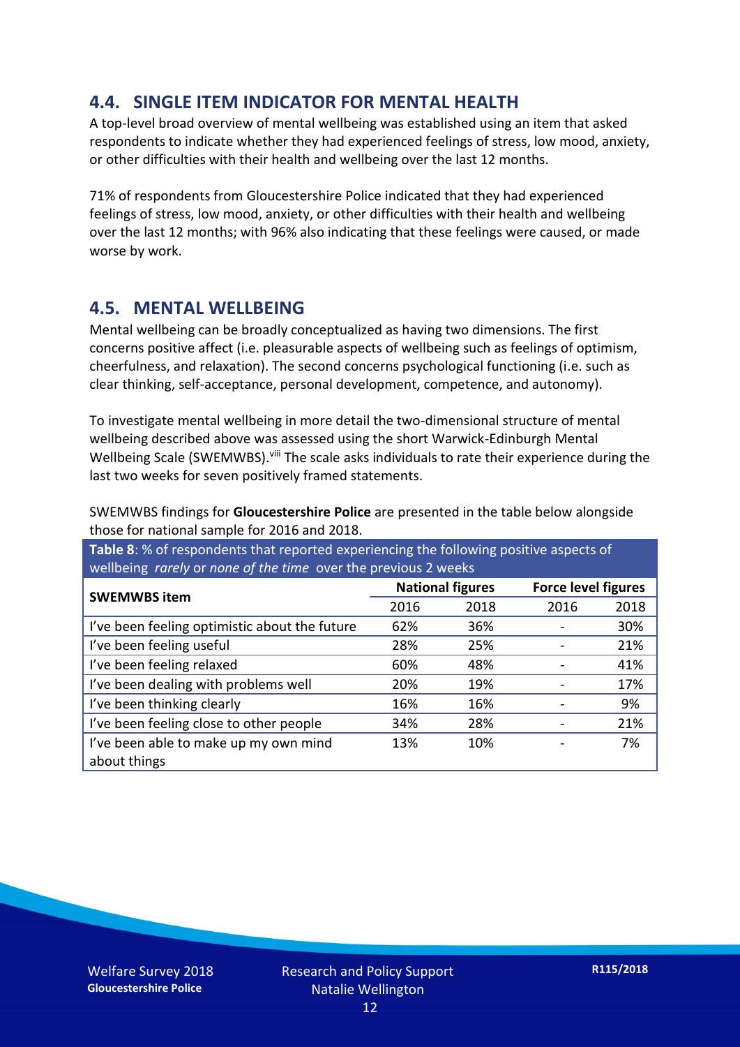## 4.4. SINGLE ITEM INDICATOR FOR MENTAL HEALTH

A top-level broad overview of mental wellbeing was established using an item that asked respondents to indicate whether they had experienced feelings of stress, low mood, anxiety, or other difficulties with their health and wellbeing over the last 12 months.

71% of respondents from Gloucestershire Police indicated that they had experienced feelings of stress, low mood, anxiety, or other difficulties with their health and wellbeing over the last 12 months; with 96% also indicating that these feelings were caused, or made worse by work.

## 4.5. MENTAL WELLBEING

Mental wellbeing can be broadly conceptualized as having two dimensions. The first concerns positive affect (i.e. pleasurable aspects of wellbeing such as feelings of optimism, cheerfulness, and relaxation). The second concerns psychological functioning (i.e. such as clear thinking, self-acceptance, personal development, competence, and autonomy).

To investigate mental wellbeing in more detail the two-dimensional structure of mental wellbeing described above was assessed using the short Warwick-Edinburgh Mental Wellbeing Scale (SWEMWBS).[viii] The scale asks individuals to rate their experience during the last two weeks for seven positively framed statements.

SWEMWBS findings for **Gloucestershire Police** are presented in the table below alongside those for national sample for 2016 and 2018.

**Table 8**: % of respondents that reported experiencing the following positive aspects of wellbeing *rarely* or *none of the time* over the previous 2 weeks

| SWEMWBS item | National figures | | Force level figures | |
|---|---|---|---|---|
| | 2016 | 2018 | 2016 | 2018 |
| I've been feeling optimistic about the future | 62% | 36% | - | 30% |
| I've been feeling useful | 28% | 25% | - | 21% |
| I've been feeling relaxed | 60% | 48% | - | 41% |
| I've been dealing with problems well | 20% | 19% | - | 17% |
| I've been thinking clearly | 16% | 16% | - | 9% |
| I've been feeling close to other people | 34% | 28% | - | 21% |
| I've been able to make up my own mind about things | 13% | 10% | - | 7% |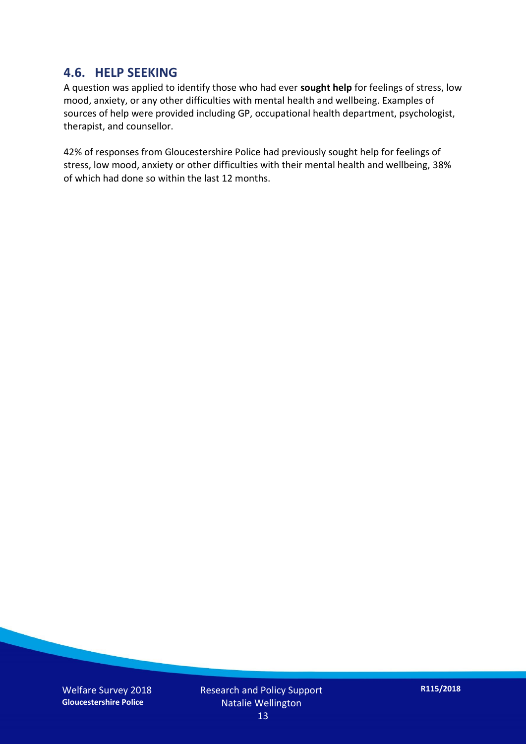## 4.6. HELP SEEKING

A question was applied to identify those who had ever **sought help** for feelings of stress, low mood, anxiety, or any other difficulties with mental health and wellbeing. Examples of sources of help were provided including GP, occupational health department, psychologist, therapist, and counsellor.

42% of responses from Gloucestershire Police had previously sought help for feelings of stress, low mood, anxiety or other difficulties with their mental health and wellbeing, 38% of which had done so within the last 12 months.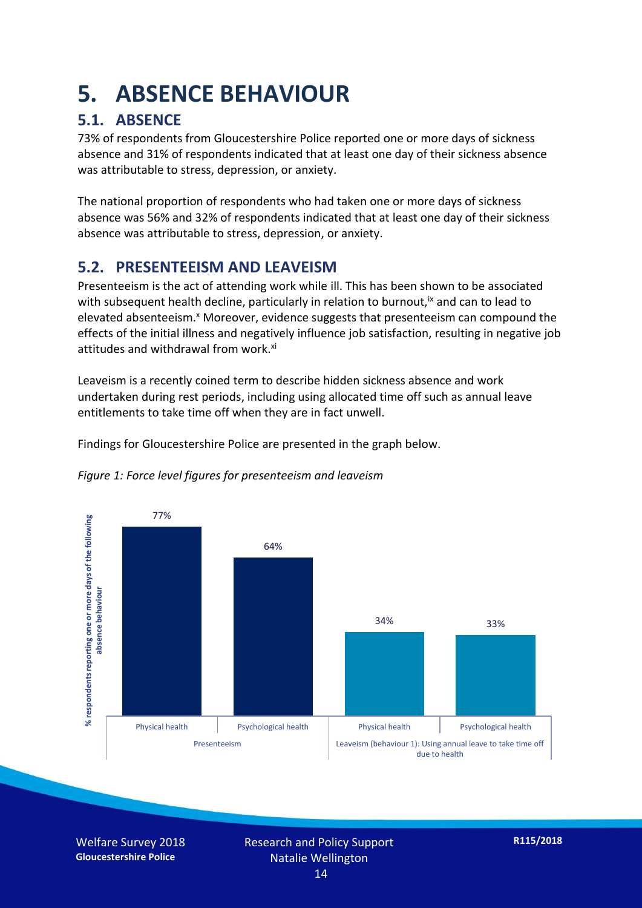# 5. ABSENCE BEHAVIOUR

## 5.1. ABSENCE

73% of respondents from Gloucestershire Police reported one or more days of sickness absence and 31% of respondents indicated that at least one day of their sickness absence was attributable to stress, depression, or anxiety.

The national proportion of respondents who had taken one or more days of sickness absence was 56% and 32% of respondents indicated that at least one day of their sickness absence was attributable to stress, depression, or anxiety.

## 5.2. PRESENTEEISM AND LEAVEISM

Presenteeism is the act of attending work while ill. This has been shown to be associated with subsequent health decline, particularly in relation to burnout,[ix] and can to lead to elevated absenteeism.[x] Moreover, evidence suggests that presenteeism can compound the effects of the initial illness and negatively influence job satisfaction, resulting in negative job attitudes and withdrawal from work.[xi]

Leaveism is a recently coined term to describe hidden sickness absence and work undertaken during rest periods, including using allocated time off such as annual leave entitlements to take time off when they are in fact unwell.

Findings for Gloucestershire Police are presented in the graph below.

*Figure 1: Force level figures for presenteeism and leaveism*

| | Physical health | Psychological health |
|---|---|---|
| Presenteeism | 77% | 64% |
| Leaveism (behaviour 1): Using annual leave to take time off due to health | 34% | 33% |

Y-axis: % respondents reporting one or more days of the following absence behaviour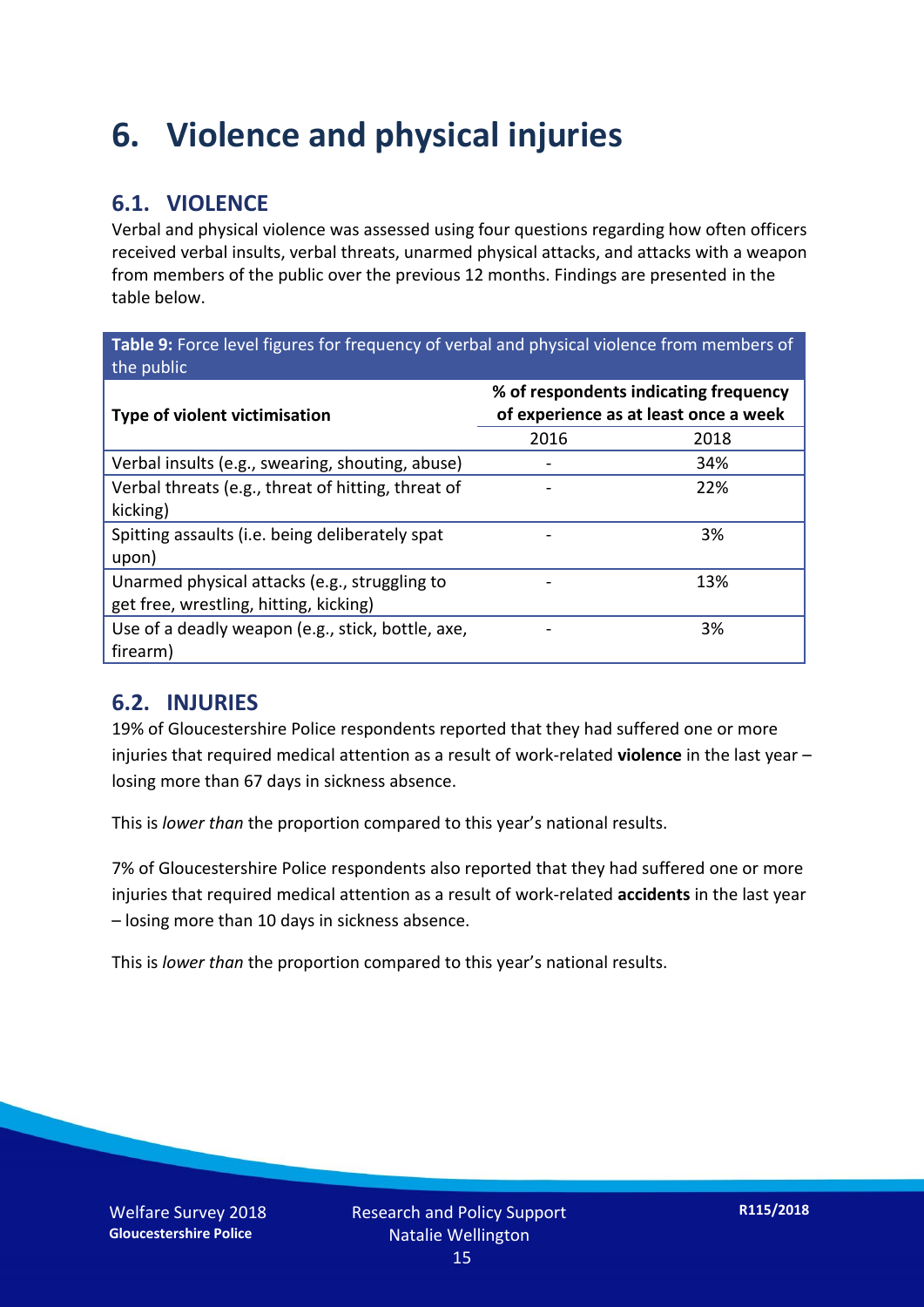# 6. Violence and physical injuries

## 6.1. VIOLENCE

Verbal and physical violence was assessed using four questions regarding how often officers received verbal insults, verbal threats, unarmed physical attacks, and attacks with a weapon from members of the public over the previous 12 months. Findings are presented in the table below.

**Table 9:** Force level figures for frequency of verbal and physical violence from members of the public

| Type of violent victimisation | % of respondents indicating frequency of experience as at least once a week | |
|---|---|---|
| | 2016 | 2018 |
| Verbal insults (e.g., swearing, shouting, abuse) | - | 34% |
| Verbal threats (e.g., threat of hitting, threat of kicking) | - | 22% |
| Spitting assaults (i.e. being deliberately spat upon) | - | 3% |
| Unarmed physical attacks (e.g., struggling to get free, wrestling, hitting, kicking) | - | 13% |
| Use of a deadly weapon (e.g., stick, bottle, axe, firearm) | - | 3% |

## 6.2. INJURIES

19% of Gloucestershire Police respondents reported that they had suffered one or more injuries that required medical attention as a result of work-related **violence** in the last year – losing more than 67 days in sickness absence.

This is *lower than* the proportion compared to this year's national results.

7% of Gloucestershire Police respondents also reported that they had suffered one or more injuries that required medical attention as a result of work-related **accidents** in the last year – losing more than 10 days in sickness absence.

This is *lower than* the proportion compared to this year's national results.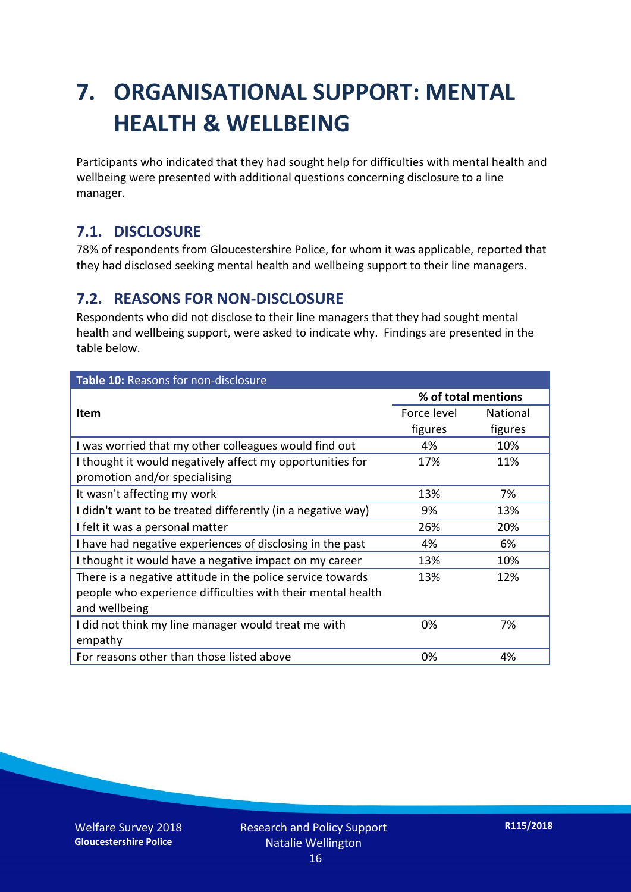# 7. ORGANISATIONAL SUPPORT: MENTAL HEALTH & WELLBEING

Participants who indicated that they had sought help for difficulties with mental health and wellbeing were presented with additional questions concerning disclosure to a line manager.

## 7.1. DISCLOSURE

78% of respondents from Gloucestershire Police, for whom it was applicable, reported that they had disclosed seeking mental health and wellbeing support to their line managers.

## 7.2. REASONS FOR NON-DISCLOSURE

Respondents who did not disclose to their line managers that they had sought mental health and wellbeing support, were asked to indicate why. Findings are presented in the table below.

**Table 10:** Reasons for non-disclosure

| Item | % of total mentions | |
|---|---|---|
| | Force level figures | National figures |
| I was worried that my other colleagues would find out | 4% | 10% |
| I thought it would negatively affect my opportunities for promotion and/or specialising | 17% | 11% |
| It wasn't affecting my work | 13% | 7% |
| I didn't want to be treated differently (in a negative way) | 9% | 13% |
| I felt it was a personal matter | 26% | 20% |
| I have had negative experiences of disclosing in the past | 4% | 6% |
| I thought it would have a negative impact on my career | 13% | 10% |
| There is a negative attitude in the police service towards people who experience difficulties with their mental health and wellbeing | 13% | 12% |
| I did not think my line manager would treat me with empathy | 0% | 7% |
| For reasons other than those listed above | 0% | 4% |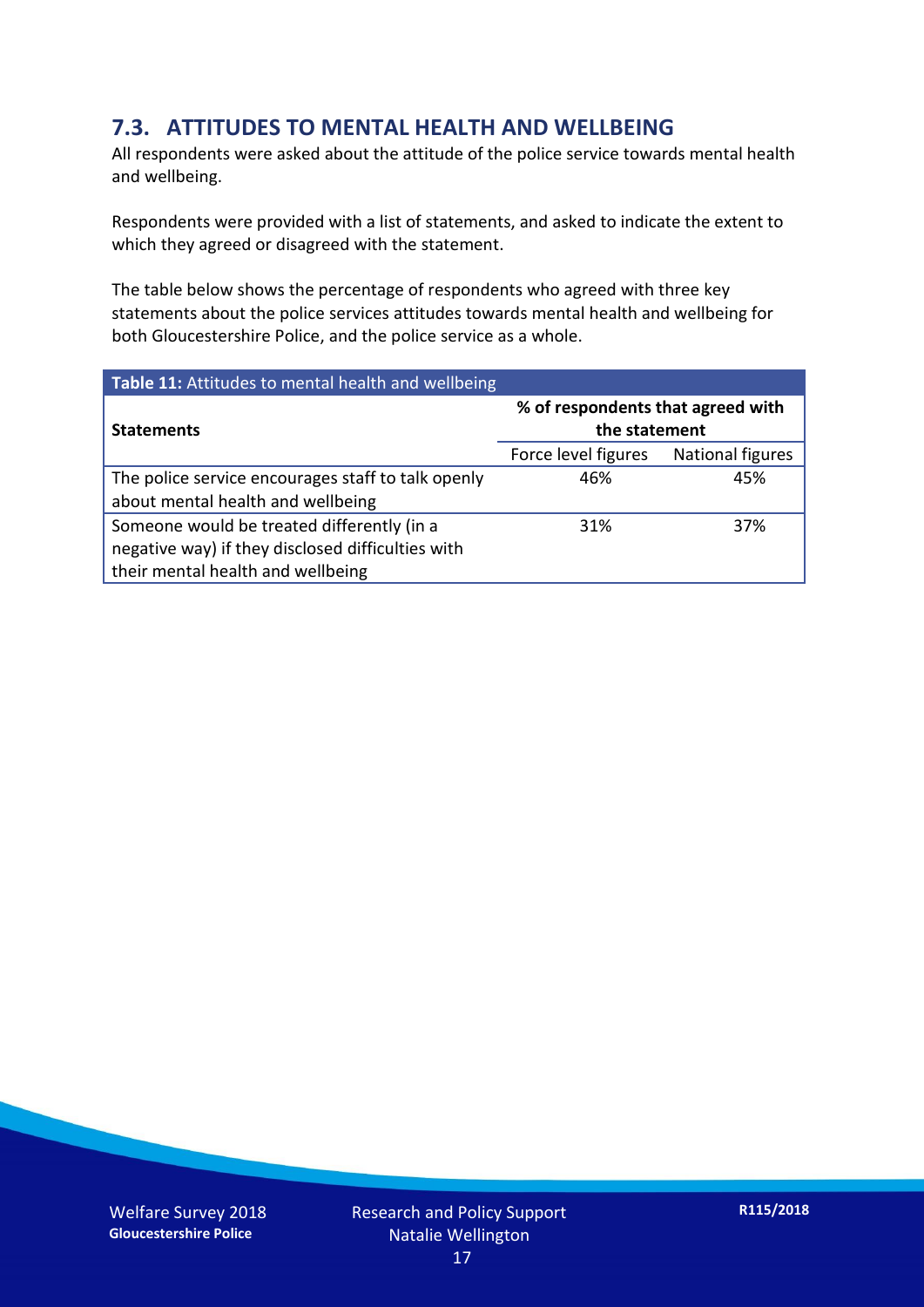## 7.3. ATTITUDES TO MENTAL HEALTH AND WELLBEING

All respondents were asked about the attitude of the police service towards mental health and wellbeing.

Respondents were provided with a list of statements, and asked to indicate the extent to which they agreed or disagreed with the statement.

The table below shows the percentage of respondents who agreed with three key statements about the police services attitudes towards mental health and wellbeing for both Gloucestershire Police, and the police service as a whole.

**Table 11:** Attitudes to mental health and wellbeing

| **Statements** | **% of respondents that agreed with the statement** | |
|---|---|---|
| | Force level figures | National figures |
| The police service encourages staff to talk openly about mental health and wellbeing | 46% | 45% |
| Someone would be treated differently (in a negative way) if they disclosed difficulties with their mental health and wellbeing | 31% | 37% |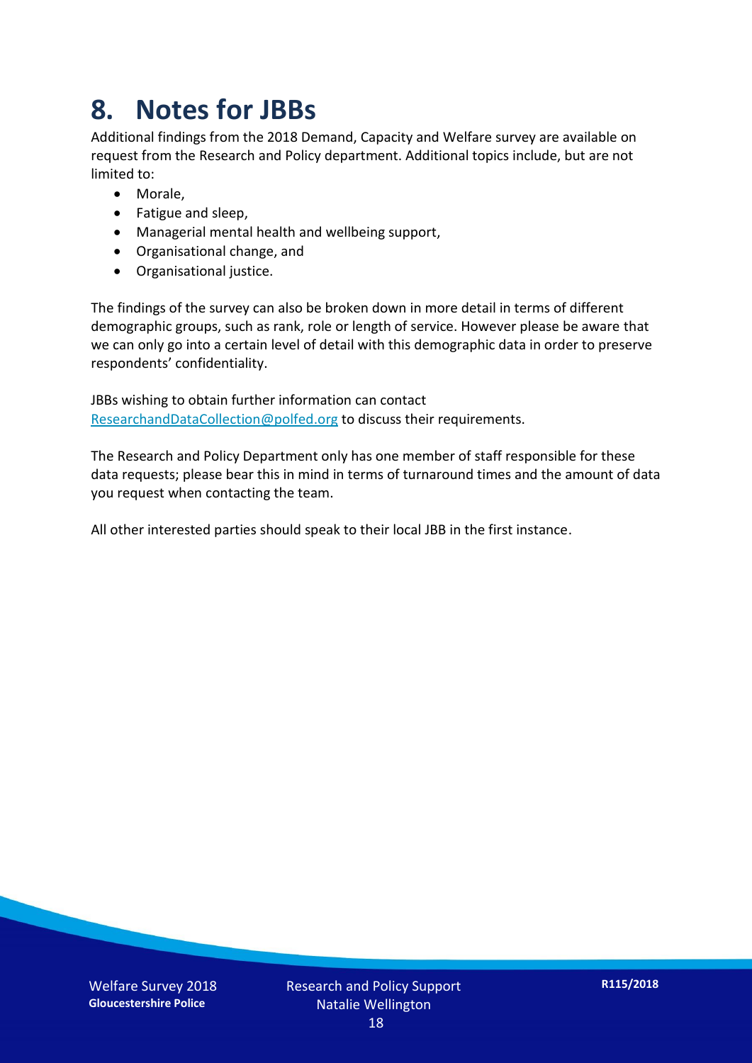# 8. Notes for JBBs

Additional findings from the 2018 Demand, Capacity and Welfare survey are available on request from the Research and Policy department. Additional topics include, but are not limited to:

- Morale,
- Fatigue and sleep,
- Managerial mental health and wellbeing support,
- Organisational change, and
- Organisational justice.

The findings of the survey can also be broken down in more detail in terms of different demographic groups, such as rank, role or length of service. However please be aware that we can only go into a certain level of detail with this demographic data in order to preserve respondents' confidentiality.

JBBs wishing to obtain further information can contact ResearchandDataCollection@polfed.org to discuss their requirements.

The Research and Policy Department only has one member of staff responsible for these data requests; please bear this in mind in terms of turnaround times and the amount of data you request when contacting the team.

All other interested parties should speak to their local JBB in the first instance.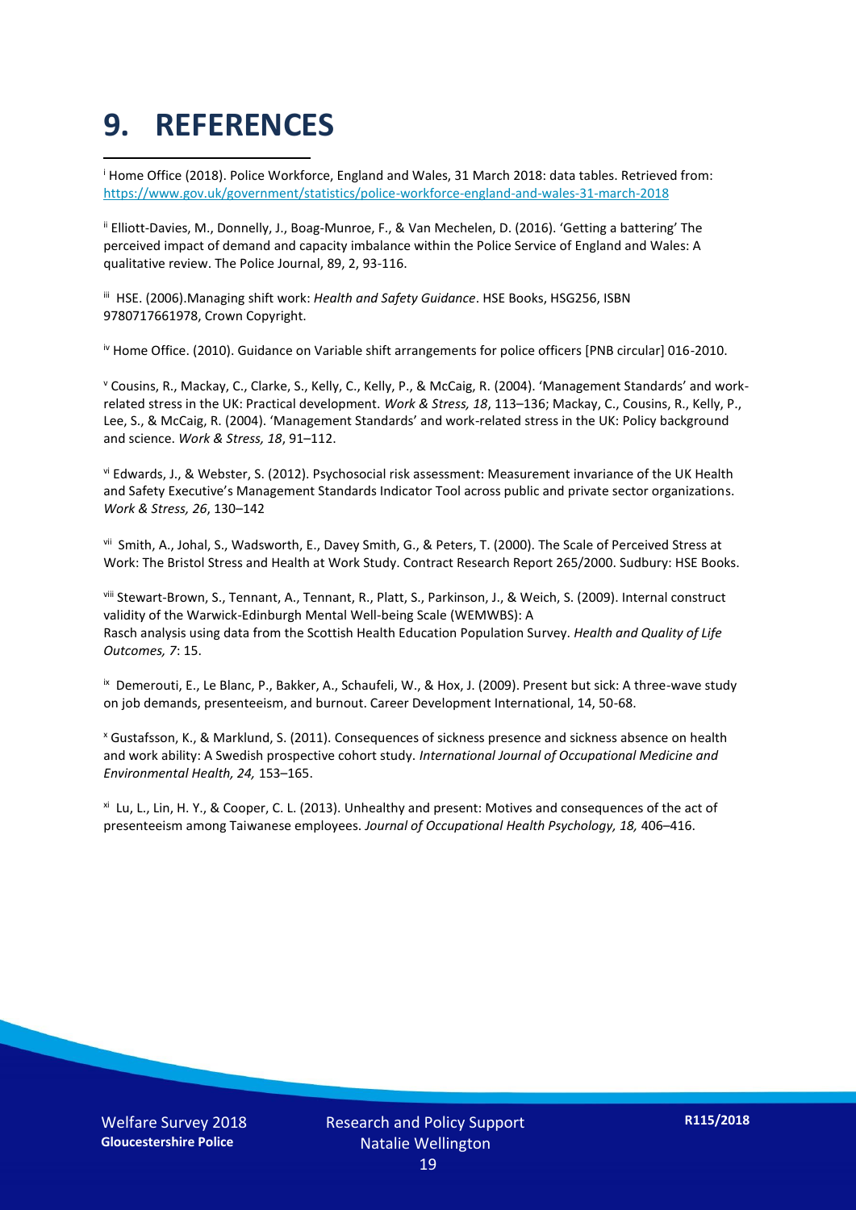# 9. REFERENCES

[i] Home Office (2018). Police Workforce, England and Wales, 31 March 2018: data tables. Retrieved from: https://www.gov.uk/government/statistics/police-workforce-england-and-wales-31-march-2018

[ii] Elliott-Davies, M., Donnelly, J., Boag-Munroe, F., & Van Mechelen, D. (2016). 'Getting a battering' The perceived impact of demand and capacity imbalance within the Police Service of England and Wales: A qualitative review. The Police Journal, 89, 2, 93-116.

[iii] HSE. (2006).Managing shift work: *Health and Safety Guidance*. HSE Books, HSG256, ISBN 9780717661978, Crown Copyright.

[iv] Home Office. (2010). Guidance on Variable shift arrangements for police officers [PNB circular] 016-2010.

[v] Cousins, R., Mackay, C., Clarke, S., Kelly, C., Kelly, P., & McCaig, R. (2004). 'Management Standards' and work-related stress in the UK: Practical development. *Work & Stress, 18*, 113–136; Mackay, C., Cousins, R., Kelly, P., Lee, S., & McCaig, R. (2004). 'Management Standards' and work-related stress in the UK: Policy background and science. *Work & Stress, 18*, 91–112.

[vi] Edwards, J., & Webster, S. (2012). Psychosocial risk assessment: Measurement invariance of the UK Health and Safety Executive's Management Standards Indicator Tool across public and private sector organizations. *Work & Stress, 26*, 130–142

[vii] Smith, A., Johal, S., Wadsworth, E., Davey Smith, G., & Peters, T. (2000). The Scale of Perceived Stress at Work: The Bristol Stress and Health at Work Study. Contract Research Report 265/2000. Sudbury: HSE Books.

[viii] Stewart-Brown, S., Tennant, A., Tennant, R., Platt, S., Parkinson, J., & Weich, S. (2009). Internal construct validity of the Warwick-Edinburgh Mental Well-being Scale (WEMWBS): A Rasch analysis using data from the Scottish Health Education Population Survey. *Health and Quality of Life Outcomes, 7*: 15.

[ix] Demerouti, E., Le Blanc, P., Bakker, A., Schaufeli, W., & Hox, J. (2009). Present but sick: A three-wave study on job demands, presenteeism, and burnout. Career Development International, 14, 50-68.

[x] Gustafsson, K., & Marklund, S. (2011). Consequences of sickness presence and sickness absence on health and work ability: A Swedish prospective cohort study. *International Journal of Occupational Medicine and Environmental Health, 24,* 153–165.

[xi] Lu, L., Lin, H. Y., & Cooper, C. L. (2013). Unhealthy and present: Motives and consequences of the act of presenteeism among Taiwanese employees. *Journal of Occupational Health Psychology, 18,* 406–416.